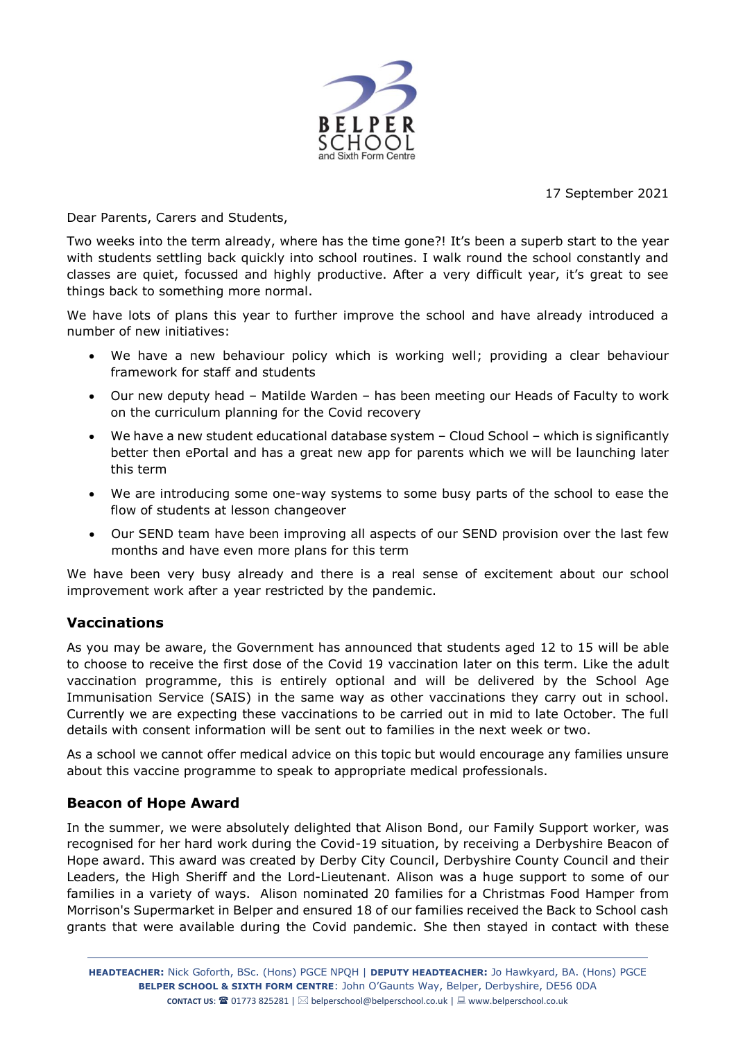17 September 2021

Dear Parents, Carers and Students,

Two weeks into the term already, where has the time gone?! It's been a superb start to the year with students settling back quickly into school routines. I walk round the school constantly and classes are quiet, focussed and highly productive. After a very difficult year, it's great to see things back to something more normal.

We have lots of plans this year to further improve the school and have already introduced a number of new initiatives:

- We have a new behaviour policy which is working well; providing a clear behaviour framework for staff and students
- Our new deputy head – Matilde Warden – has been meeting our Heads of Faculty to work on the curriculum planning for the Covid recovery
- We have a new student educational database system – Cloud School – which is significantly better then ePortal and has a great new app for parents which we will be launching later this term
- We are introducing some one-way systems to some busy parts of the school to ease the flow of students at lesson changeover
- Our SEND team have been improving all aspects of our SEND provision over the last few months and have even more plans for this term

We have been very busy already and there is a real sense of excitement about our school improvement work after a year restricted by the pandemic.

## Vaccinations

As you may be aware, the Government has announced that students aged 12 to 15 will be able to choose to receive the first dose of the Covid 19 vaccination later on this term. Like the adult vaccination programme, this is entirely optional and will be delivered by the School Age Immunisation Service (SAIS) in the same way as other vaccinations they carry out in school. Currently we are expecting these vaccinations to be carried out in mid to late October. The full details with consent information will be sent out to families in the next week or two.

As a school we cannot offer medical advice on this topic but would encourage any families unsure about this vaccine programme to speak to appropriate medical professionals.

## Beacon of Hope Award

In the summer, we were absolutely delighted that Alison Bond, our Family Support worker, was recognised for her hard work during the Covid-19 situation, by receiving a Derbyshire Beacon of Hope award. This award was created by Derby City Council, Derbyshire County Council and their Leaders, the High Sheriff and the Lord-Lieutenant. Alison was a huge support to some of our families in a variety of ways. Alison nominated 20 families for a Christmas Food Hamper from Morrison's Supermarket in Belper and ensured 18 of our families received the Back to School cash grants that were available during the Covid pandemic. She then stayed in contact with these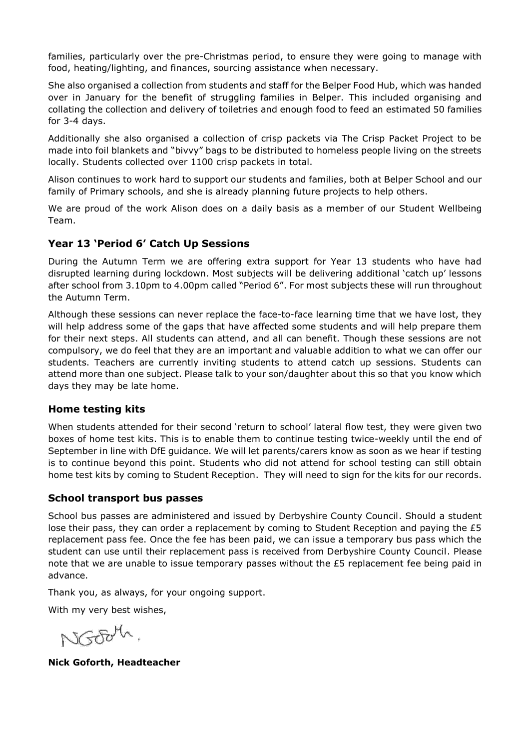families, particularly over the pre-Christmas period, to ensure they were going to manage with food, heating/lighting, and finances, sourcing assistance when necessary.

She also organised a collection from students and staff for the Belper Food Hub, which was handed over in January for the benefit of struggling families in Belper. This included organising and collating the collection and delivery of toiletries and enough food to feed an estimated 50 families for 3-4 days.

Additionally she also organised a collection of crisp packets via The Crisp Packet Project to be made into foil blankets and "bivvy" bags to be distributed to homeless people living on the streets locally. Students collected over 1100 crisp packets in total.

Alison continues to work hard to support our students and families, both at Belper School and our family of Primary schools, and she is already planning future projects to help others.

We are proud of the work Alison does on a daily basis as a member of our Student Wellbeing Team.

### Year 13 'Period 6' Catch Up Sessions

During the Autumn Term we are offering extra support for Year 13 students who have had disrupted learning during lockdown. Most subjects will be delivering additional 'catch up' lessons after school from 3.10pm to 4.00pm called "Period 6". For most subjects these will run throughout the Autumn Term.

Although these sessions can never replace the face-to-face learning time that we have lost, they will help address some of the gaps that have affected some students and will help prepare them for their next steps. All students can attend, and all can benefit. Though these sessions are not compulsory, we do feel that they are an important and valuable addition to what we can offer our students. Teachers are currently inviting students to attend catch up sessions. Students can attend more than one subject. Please talk to your son/daughter about this so that you know which days they may be late home.

### Home testing kits

When students attended for their second 'return to school' lateral flow test, they were given two boxes of home test kits. This is to enable them to continue testing twice-weekly until the end of September in line with DfE guidance. We will let parents/carers know as soon as we hear if testing is to continue beyond this point. Students who did not attend for school testing can still obtain home test kits by coming to Student Reception. They will need to sign for the kits for our records.

### School transport bus passes

School bus passes are administered and issued by Derbyshire County Council. Should a student lose their pass, they can order a replacement by coming to Student Reception and paying the £5 replacement pass fee. Once the fee has been paid, we can issue a temporary bus pass which the student can use until their replacement pass is received from Derbyshire County Council. Please note that we are unable to issue temporary passes without the £5 replacement fee being paid in advance.

Thank you, as always, for your ongoing support.

With my very best wishes,

NGoforth.

**Nick Goforth, Headteacher**